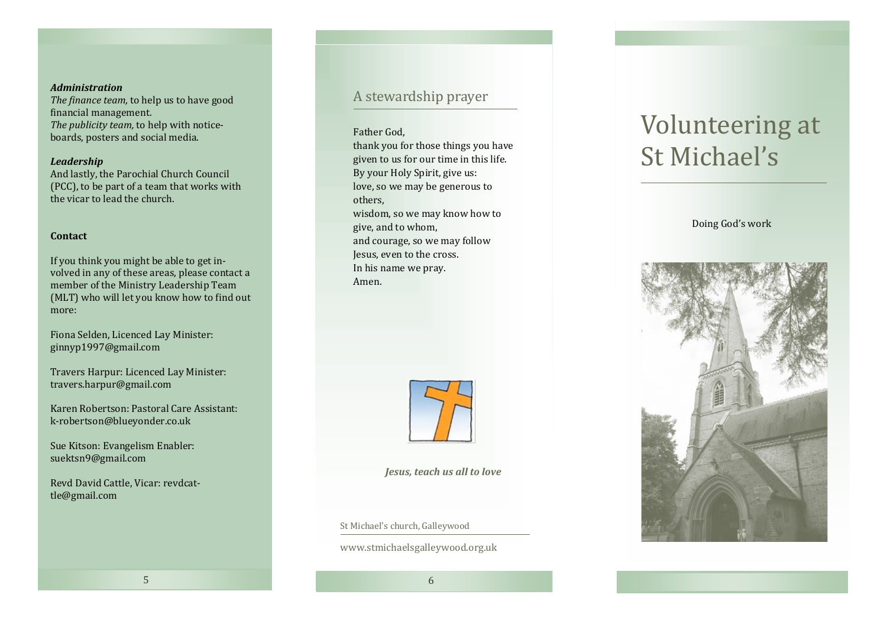***Administration***
*The finance team,* to help us to have good financial management.
*The publicity team,* to help with notice-boards, posters and social media.

***Leadership***
And lastly, the Parochial Church Council (PCC), to be part of a team that works with the vicar to lead the church.

**Contact**

If you think you might be able to get involved in any of these areas, please contact a member of the Ministry Leadership Team (MLT) who will let you know how to find out more:

Fiona Selden, Licenced Lay Minister: ginnyp1997@gmail.com

Travers Harpur: Licenced Lay Minister: travers.harpur@gmail.com

Karen Robertson: Pastoral Care Assistant: k-robertson@blueyonder.co.uk

Sue Kitson: Evangelism Enabler: suektsn9@gmail.com

Revd David Cattle, Vicar: revdcattle@gmail.com

## A stewardship prayer

Father God,
thank you for those things you have given to us for our time in this life.
By your Holy Spirit, give us:
love, so we may be generous to others,
wisdom, so we may know how to give, and to whom,
and courage, so we may follow Jesus, even to the cross.
In his name we pray.
Amen.

***Jesus, teach us all to love***

St Michael's church, Galleywood

www.stmichaelsgalleywood.org.uk

# Volunteering at St Michael's

Doing God's work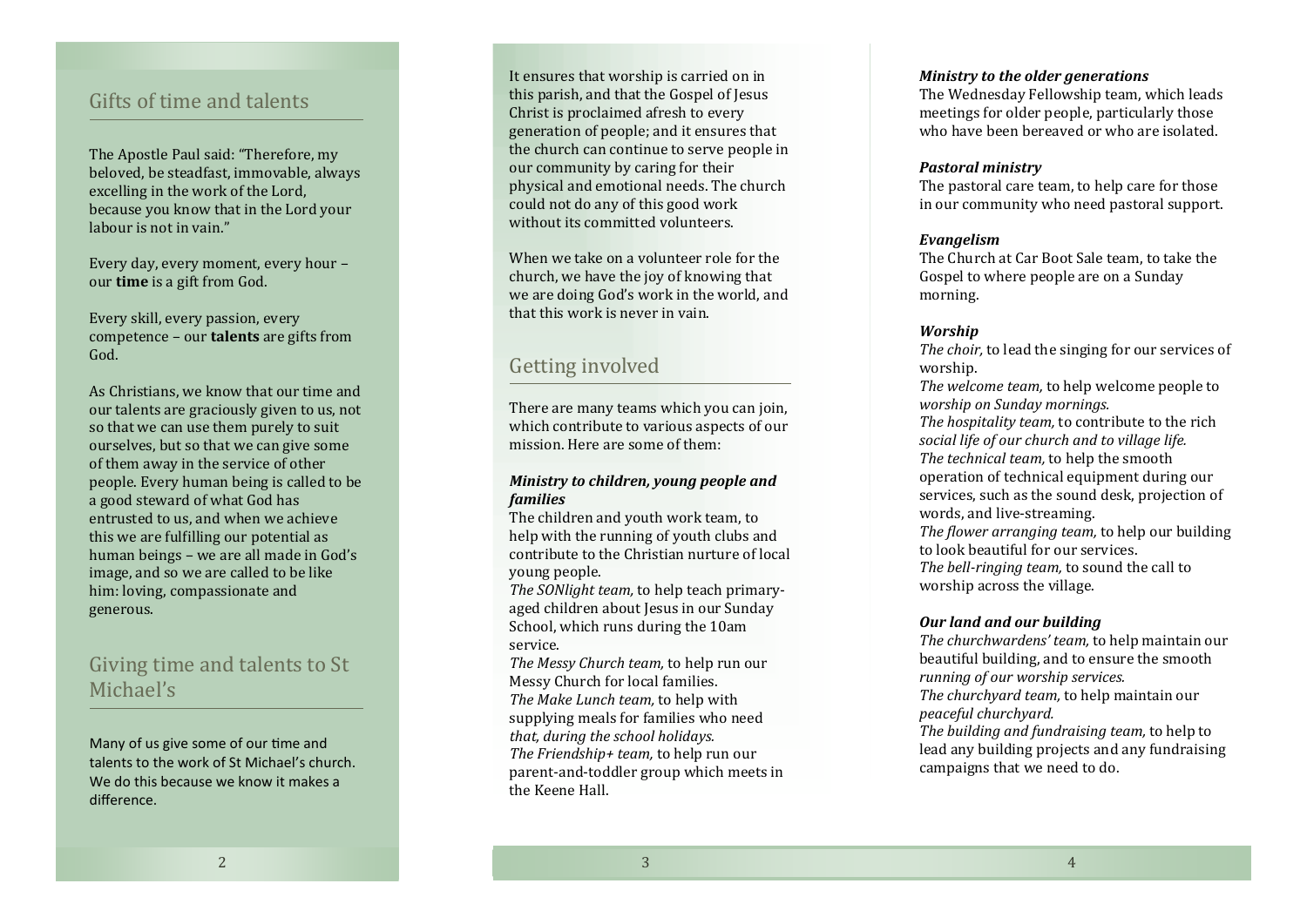## Gifts of time and talents

The Apostle Paul said: "Therefore, my beloved, be steadfast, immovable, always excelling in the work of the Lord, because you know that in the Lord your labour is not in vain."

Every day, every moment, every hour – our **time** is a gift from God.

Every skill, every passion, every competence – our **talents** are gifts from God.

As Christians, we know that our time and our talents are graciously given to us, not so that we can use them purely to suit ourselves, but so that we can give some of them away in the service of other people. Every human being is called to be a good steward of what God has entrusted to us, and when we achieve this we are fulfilling our potential as human beings – we are all made in God's image, and so we are called to be like him: loving, compassionate and generous.

## Giving time and talents to St Michael's

Many of us give some of our time and talents to the work of St Michael's church. We do this because we know it makes a difference.

It ensures that worship is carried on in this parish, and that the Gospel of Jesus Christ is proclaimed afresh to every generation of people; and it ensures that the church can continue to serve people in our community by caring for their physical and emotional needs. The church could not do any of this good work without its committed volunteers.

When we take on a volunteer role for the church, we have the joy of knowing that we are doing God's work in the world, and that this work is never in vain.

## Getting involved

There are many teams which you can join, which contribute to various aspects of our mission. Here are some of them:

***Ministry to children, young people and families***

The children and youth work team, to help with the running of youth clubs and contribute to the Christian nurture of local young people.
*The SONlight team,* to help teach primary-aged children about Jesus in our Sunday School, which runs during the 10am service.
*The Messy Church team,* to help run our Messy Church for local families.
*The Make Lunch team,* to help with supplying meals for families who need *that, during the school holidays.*
*The Friendship+ team,* to help run our parent-and-toddler group which meets in the Keene Hall.

***Ministry to the older generations***

The Wednesday Fellowship team, which leads meetings for older people, particularly those who have been bereaved or who are isolated.

***Pastoral ministry***

The pastoral care team, to help care for those in our community who need pastoral support.

***Evangelism***

The Church at Car Boot Sale team, to take the Gospel to where people are on a Sunday morning.

***Worship***

*The choir,* to lead the singing for our services of worship.
*The welcome team,* to help welcome people to *worship on Sunday mornings.*
*The hospitality team,* to contribute to the rich *social life of our church and to village life.*
*The technical team,* to help the smooth operation of technical equipment during our services, such as the sound desk, projection of words, and live-streaming.
*The flower arranging team,* to help our building to look beautiful for our services.
*The bell-ringing team,* to sound the call to worship across the village.

***Our land and our building***

*The churchwardens' team,* to help maintain our beautiful building, and to ensure the smooth *running of our worship services.*
*The churchyard team,* to help maintain our *peaceful churchyard.*
*The building and fundraising team,* to help to lead any building projects and any fundraising campaigns that we need to do.